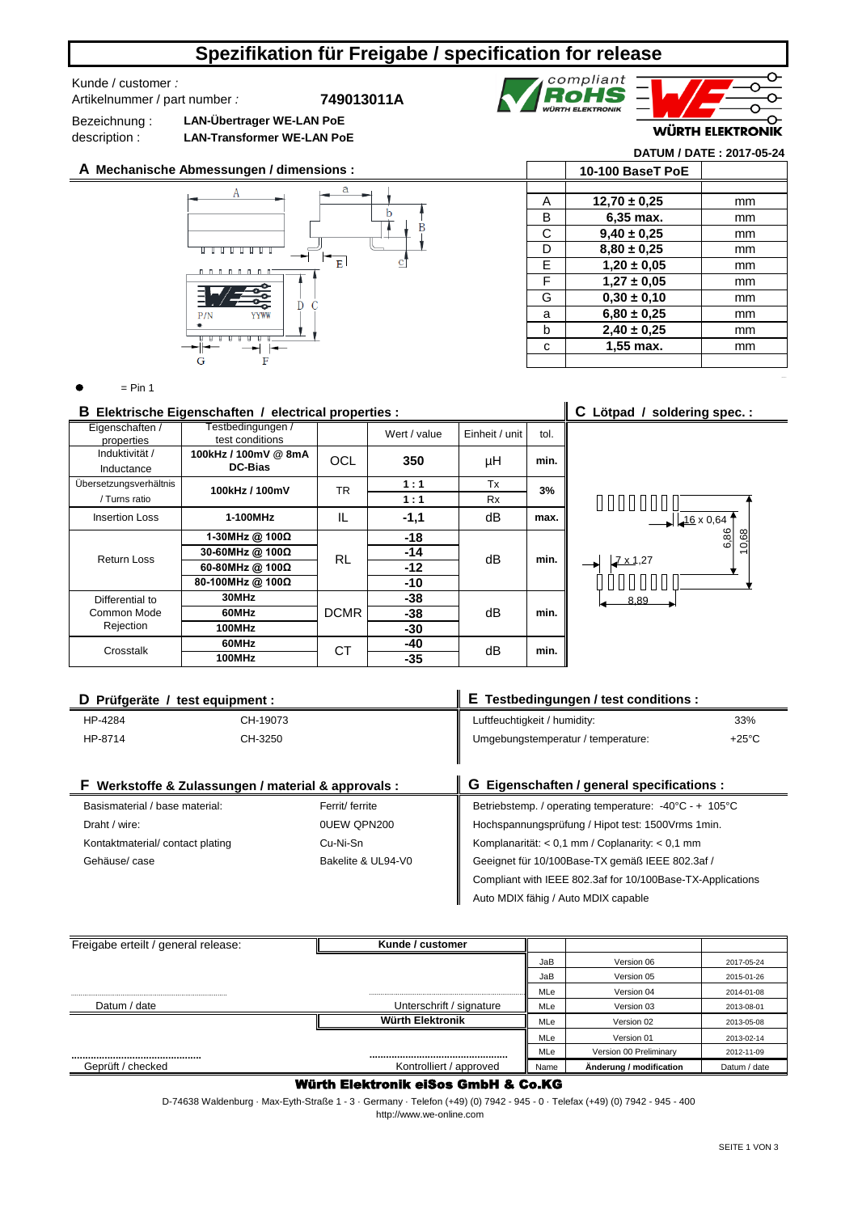# Spezifikation für Freigabe / specification for release

Kunde / customer :

Artikelnummer / part number : **749013011A**

Bezeichnung : **LAN-Übertrager WE-LAN PoE**

description : **LAN-Transformer WE-LAN PoE**

compliant RoHS WÜRTH ELEKTRONIK

WÜRTH ELEKTRONIK

**DATUM / DATE : 2017-05-24**

## A Mechanische Abmessungen / dimensions :

| | 10-100 BaseT PoE | |
|---|---|---|
| A | **12,70 ± 0,25** | mm |
| B | **6,35 max.** | mm |
| C | **9,40 ± 0,25** | mm |
| D | **8,80 ± 0,25** | mm |
| E | **1,20 ± 0,05** | mm |
| F | **1,27 ± 0,05** | mm |
| G | **0,30 ± 0,10** | mm |
| a | **6,80 ± 0,25** | mm |
| b | **2,40 ± 0,25** | mm |
| c | **1,55 max.** | mm |

● = Pin 1

## B Elektrische Eigenschaften / electrical properties :

| Eigenschaften / properties | Testbedingungen / test conditions | | Wert / value | Einheit / unit | tol. |
|---|---|---|---|---|---|
| Induktivität / Inductance | **100kHz / 100mV @ 8mA DC-Bias** | OCL | **350** | µH | **min.** |
| Übersetzungsverhältnis / Turns ratio | **100kHz / 100mV** | TR | **1 : 1** | Tx | **3%** |
| | | | **1 : 1** | Rx | |
| Insertion Loss | **1-100MHz** | IL | **-1,1** | dB | **max.** |
| Return Loss | **1-30MHz @ 100Ω** | RL | **-18** | dB | **min.** |
| | **30-60MHz @ 100Ω** | | **-14** | | |
| | **60-80MHz @ 100Ω** | | **-12** | | |
| | **80-100MHz @ 100Ω** | | **-10** | | |
| Differential to Common Mode Rejection | **30MHz** | DCMR | **-38** | dB | **min.** |
| | **60MHz** | | **-38** | | |
| | **100MHz** | | **-30** | | |
| Crosstalk | **60MHz** | CT | **-40** | dB | **min.** |
| | **100MHz** | | **-35** | | |

## C Lötpad / soldering spec. :

16 x 0,64; 7 x 1,27; 6,86; 10,68; 8,89

## D Prüfgeräte / test equipment :

| | |
|---|---|
| HP-4284 | CH-19073 |
| HP-8714 | CH-3250 |

## E Testbedingungen / test conditions :

| | |
|---|---|
| Luftfeuchtigkeit / humidity: | 33% |
| Umgebungstemperatur / temperature: | +25°C |

## F Werkstoffe & Zulassungen / material & approvals :

| | |
|---|---|
| Basismaterial / base material: | Ferrit/ ferrite |
| Draht / wire: | 0UEW QPN200 |
| Kontaktmaterial/ contact plating | Cu-Ni-Sn |
| Gehäuse/ case | Bakelite & UL94-V0 |

## G Eigenschaften / general specifications :

Betriebstemp. / operating temperature: -40°C - + 105°C

Hochspannungsprüfung / Hipot test: 1500Vrms 1min.

Komplanarität: < 0,1 mm / Coplanarity: < 0,1 mm

Geeignet für 10/100Base-TX gemäß IEEE 802.3af /

Compliant with IEEE 802.3af for 10/100Base-TX-Applications

Auto MDIX fähig / Auto MDIX capable

---

Freigabe erteilt / general release: **Kunde / customer**

Datum / date — Unterschrift / signature

**Würth Elektronik**

Geprüft / checked — Kontrolliert / approved

| Name | Änderung / modification | Datum / date |
|---|---|---|
| JaB | Version 06 | 2017-05-24 |
| JaB | Version 05 | 2015-01-26 |
| MLe | Version 04 | 2014-01-08 |
| MLe | Version 03 | 2013-08-01 |
| MLe | Version 02 | 2013-05-08 |
| MLe | Version 01 | 2013-02-14 |
| MLe | Version 00 Preliminary | 2012-11-09 |

**Würth Elektronik eiSos GmbH & Co.KG**

D-74638 Waldenburg · Max-Eyth-Straße 1 - 3 · Germany · Telefon (+49) (0) 7942 - 945 - 0 · Telefax (+49) (0) 7942 - 945 - 400

http://www.we-online.com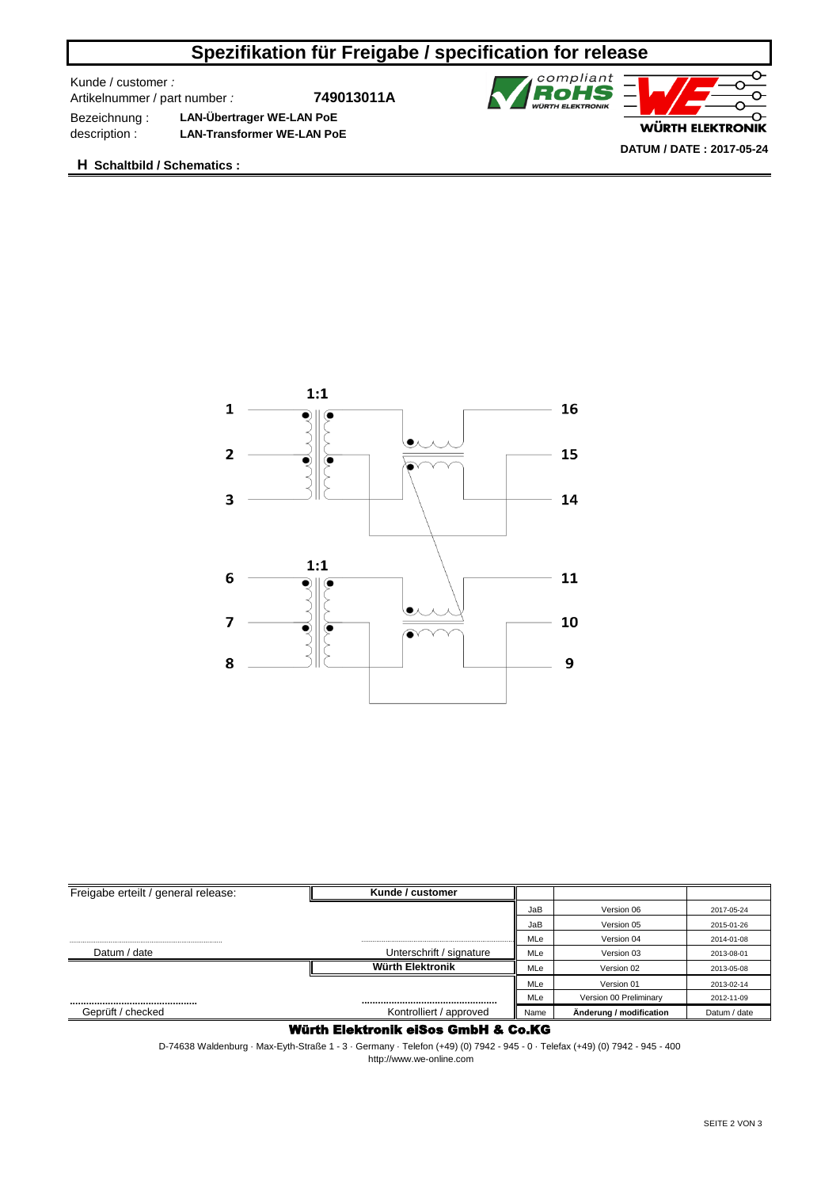# Spezifikation für Freigabe / specification for release

Kunde / customer :

Artikelnummer / part number : **749013011A**

Bezeichnung : **LAN-Übertrager WE-LAN PoE**

description : **LAN-Transformer WE-LAN PoE**

compliant **RoHS** WÜRTH ELEKTRONIK

WÜRTH ELEKTRONIK

**DATUM / DATE : 2017-05-24**

## H Schaltbild / Schematics :

1:1

1 16

2 15

3 14

1:1

6 11

7 10

8 9

| Freigabe erteilt / general release: | Kunde / customer | | | |
|---|---|---|---|---|
| | | JaB | Version 06 | 2017-05-24 |
| | | JaB | Version 05 | 2015-01-26 |
| | | MLe | Version 04 | 2014-01-08 |
| Datum / date | Unterschrift / signature | MLe | Version 03 | 2013-08-01 |
| | Würth Elektronik | MLe | Version 02 | 2013-05-08 |
| | | MLe | Version 01 | 2013-02-14 |
| | | MLe | Version 00 Preliminary | 2012-11-09 |
| Geprüft / checked | Kontrolliert / approved | Name | Änderung / modification | Datum / date |

**Würth Elektronik eiSos GmbH & Co.KG**

D-74638 Waldenburg · Max-Eyth-Straße 1 - 3 · Germany · Telefon (+49) (0) 7942 - 945 - 0 · Telefax (+49) (0) 7942 - 945 - 400

http://www.we-online.com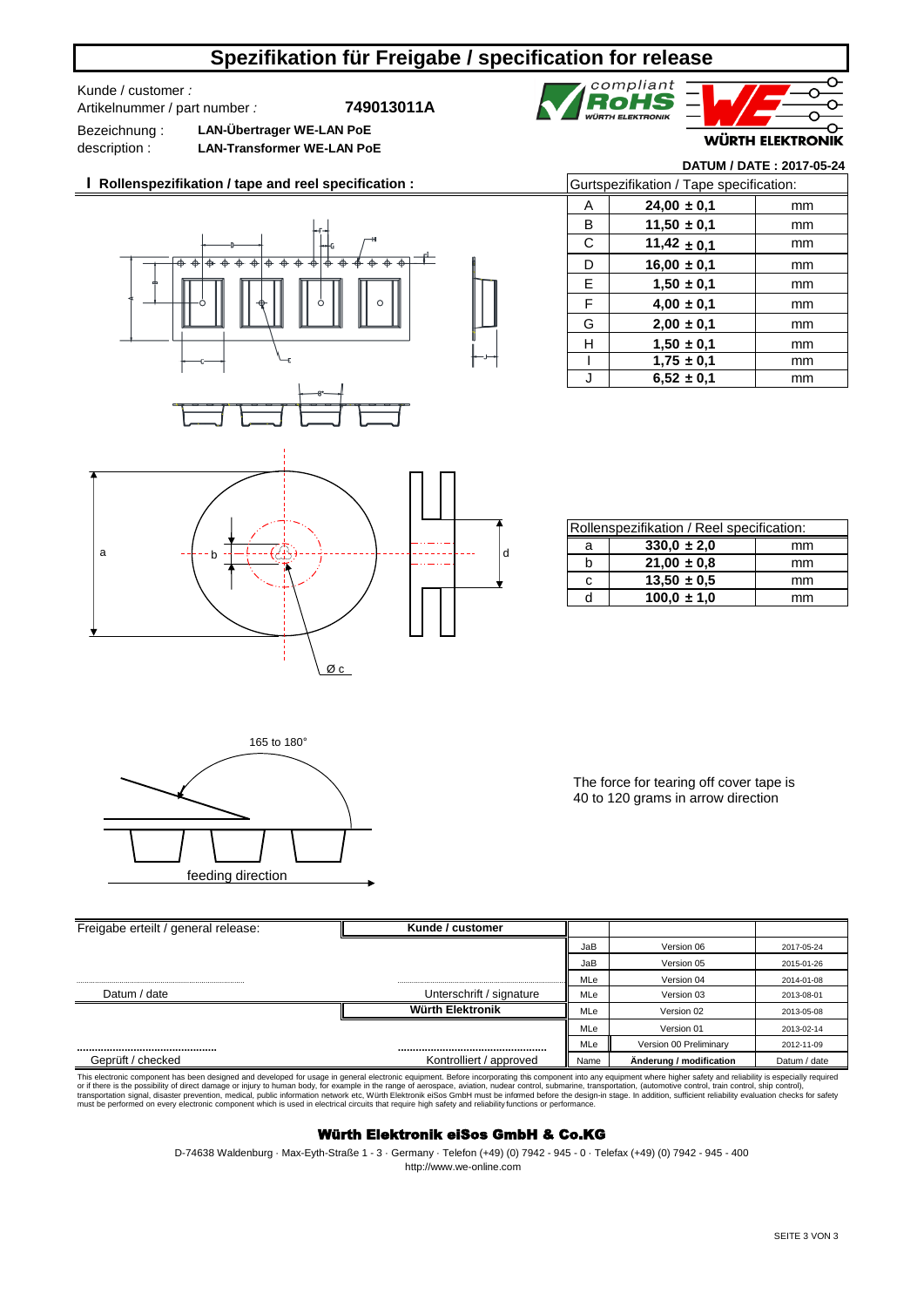# Spezifikation für Freigabe / specification for release

Kunde / customer :

Artikelnummer / part number : **749013011A**

Bezeichnung : **LAN-Übertrager WE-LAN PoE**

description : **LAN-Transformer WE-LAN PoE**

**DATUM / DATE : 2017-05-24**

## I Rollenspezifikation / tape and reel specification :

| Gurtspezifikation / Tape specification: | | |
|---|---|---|
| A | **24,00 ± 0,1** | mm |
| B | **11,50 ± 0,1** | mm |
| C | **11,42 ± 0,1** | mm |
| D | **16,00 ± 0,1** | mm |
| E | **1,50 ± 0,1** | mm |
| F | **4,00 ± 0,1** | mm |
| G | **2,00 ± 0,1** | mm |
| H | **1,50 ± 0,1** | mm |
| I | **1,75 ± 0,1** | mm |
| J | **6,52 ± 0,1** | mm |

| Rollenspezifikation / Reel specification: | | |
|---|---|---|
| a | **330,0 ± 2,0** | mm |
| b | **21,00 ± 0,8** | mm |
| c | **13,50 ± 0,5** | mm |
| d | **100,0 ± 1,0** | mm |

a

b

d

Ø c

165 to 180°

feeding direction

The force for tearing off cover tape is 40 to 120 grams in arrow direction

| Freigabe erteilt / general release: | Kunde / customer | | | |
|---|---|---|---|---|
| | | JaB | Version 06 | 2017-05-24 |
| | | JaB | Version 05 | 2015-01-26 |
| | | MLe | Version 04 | 2014-01-08 |
| Datum / date | Unterschrift / signature | MLe | Version 03 | 2013-08-01 |
| | Würth Elektronik | MLe | Version 02 | 2013-05-08 |
| | | MLe | Version 01 | 2013-02-14 |
| | | MLe | Version 00 Preliminary | 2012-11-09 |
| Geprüft / checked | Kontrolliert / approved | Name | Änderung / modification | Datum / date |

This electronic component has been designed and developed for usage in general electronic equipment. Before incorporating this component into any equipment where higher safety and reliability is especially required or if there is the possibility of direct damage or injury to human body, for example in the range of aerospace, aviation, nuclear control, submarine, transportation, (automotive control, train control, ship control), transportation signal, disaster prevention, medical, public information network etc, Würth Elektronik eiSos GmbH must be informed before the design-in stage. In addition, sufficient reliability evaluation checks for safety must be performed on every electronic component which is used in electrical circuits that require high safety and reliability functions or performance.

**Würth Elektronik eiSos GmbH & Co.KG**

D-74638 Waldenburg · Max-Eyth-Straße 1 - 3 · Germany · Telefon (+49) (0) 7942 - 945 - 0 · Telefax (+49) (0) 7942 - 945 - 400

http://www.we-online.com